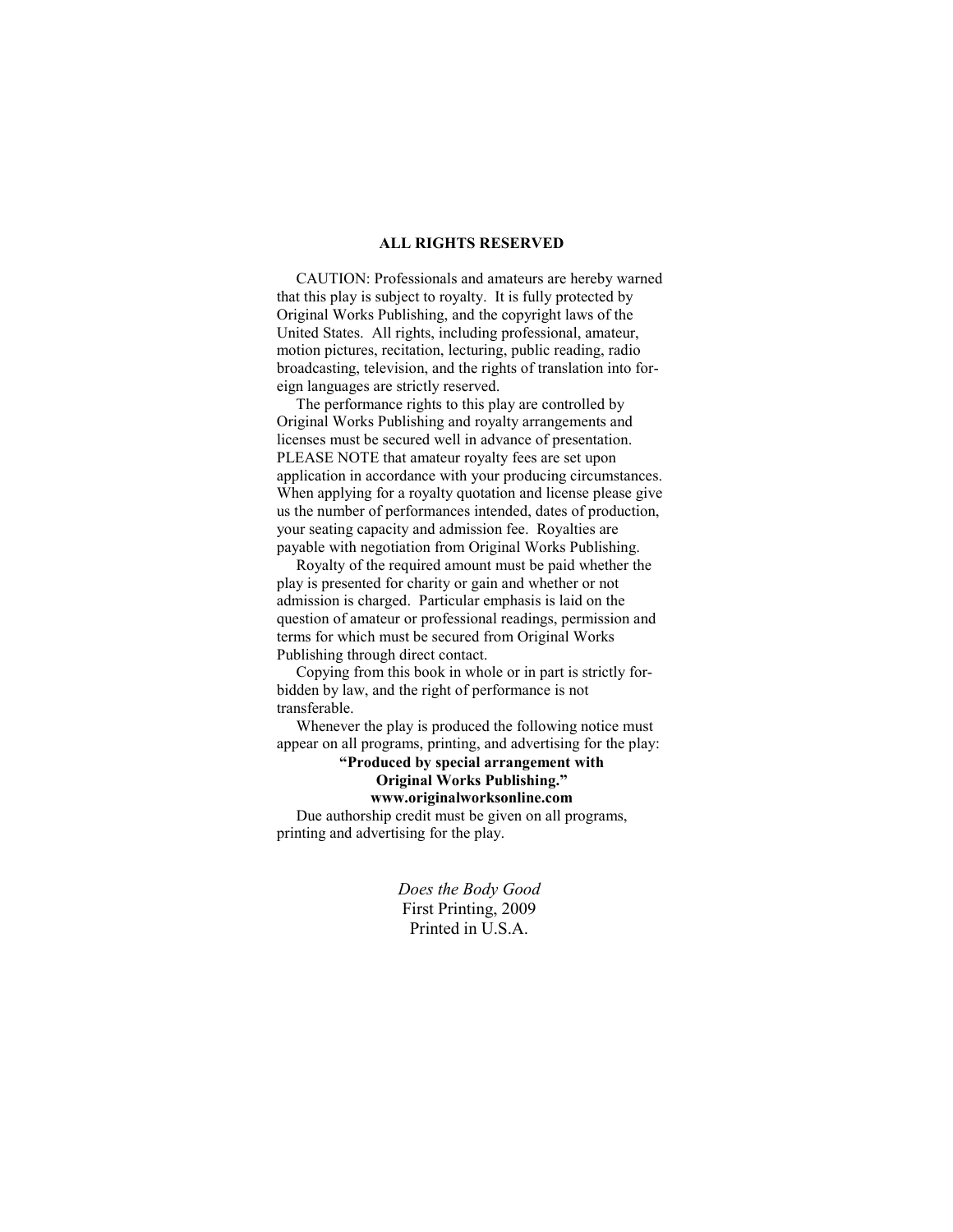**ALL RIGHTS RESERVED**

CAUTION: Professionals and amateurs are hereby warned that this play is subject to royalty. It is fully protected by Original Works Publishing, and the copyright laws of the United States. All rights, including professional, amateur, motion pictures, recitation, lecturing, public reading, radio broadcasting, television, and the rights of translation into foreign languages are strictly reserved.

The performance rights to this play are controlled by Original Works Publishing and royalty arrangements and licenses must be secured well in advance of presentation. PLEASE NOTE that amateur royalty fees are set upon application in accordance with your producing circumstances. When applying for a royalty quotation and license please give us the number of performances intended, dates of production, your seating capacity and admission fee. Royalties are payable with negotiation from Original Works Publishing.

Royalty of the required amount must be paid whether the play is presented for charity or gain and whether or not admission is charged. Particular emphasis is laid on the question of amateur or professional readings, permission and terms for which must be secured from Original Works Publishing through direct contact.

Copying from this book in whole or in part is strictly forbidden by law, and the right of performance is not transferable.

Whenever the play is produced the following notice must appear on all programs, printing, and advertising for the play:

**"Produced by special arrangement with Original Works Publishing." www.originalworksonline.com**

Due authorship credit must be given on all programs, printing and advertising for the play.

*Does the Body Good*
First Printing, 2009
Printed in U.S.A.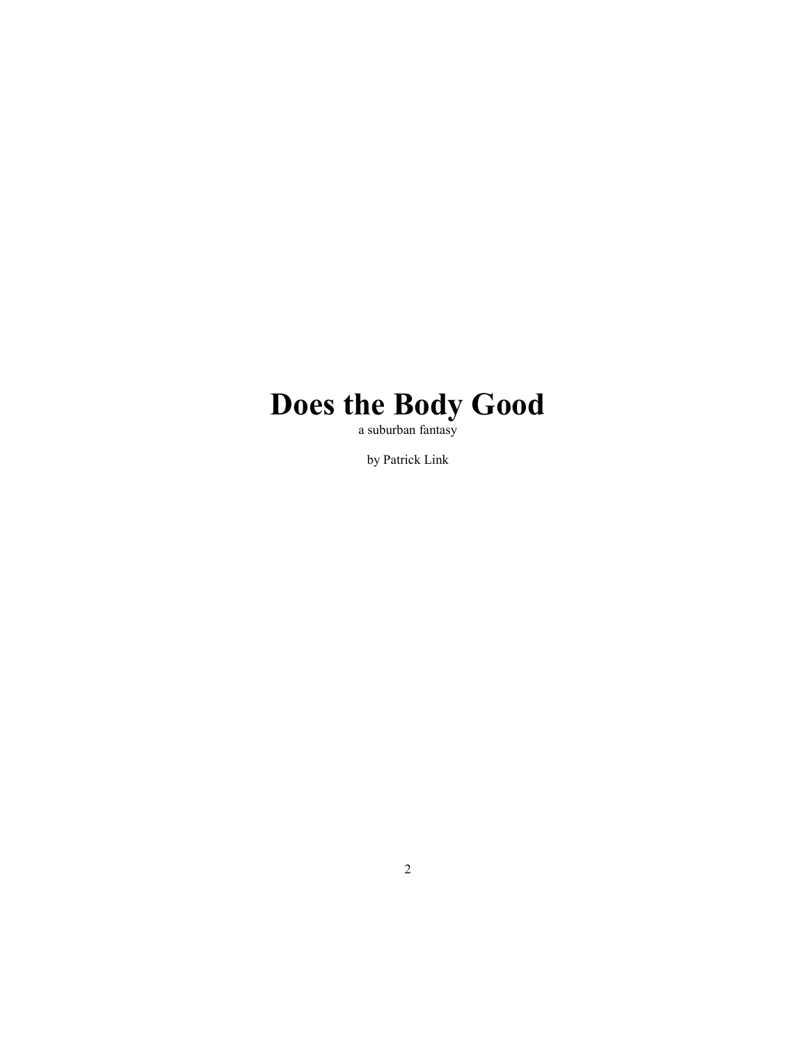# Does the Body Good

a suburban fantasy

by Patrick Link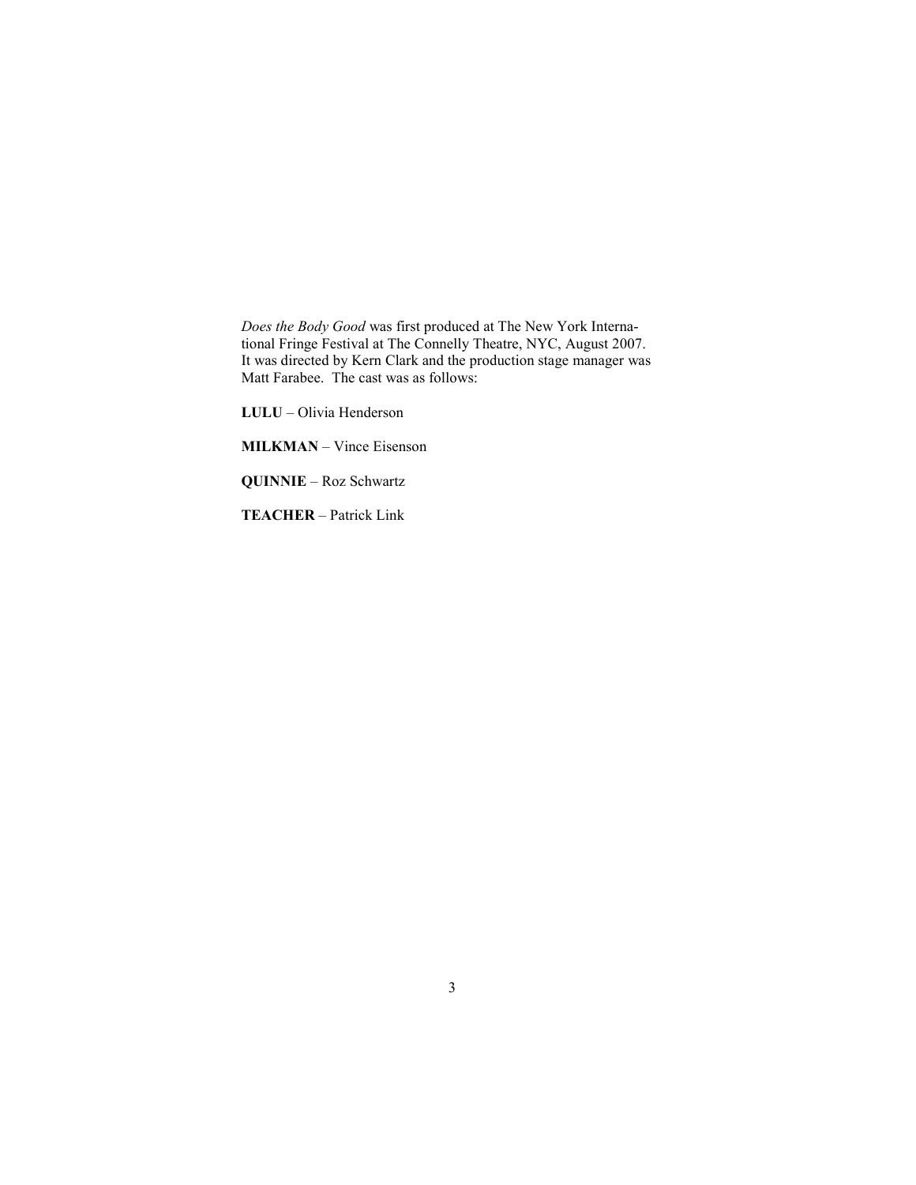*Does the Body Good* was first produced at The New York International Fringe Festival at The Connelly Theatre, NYC, August 2007. It was directed by Kern Clark and the production stage manager was Matt Farabee. The cast was as follows:

**LULU** – Olivia Henderson

**MILKMAN** – Vince Eisenson

**QUINNIE** – Roz Schwartz

**TEACHER** – Patrick Link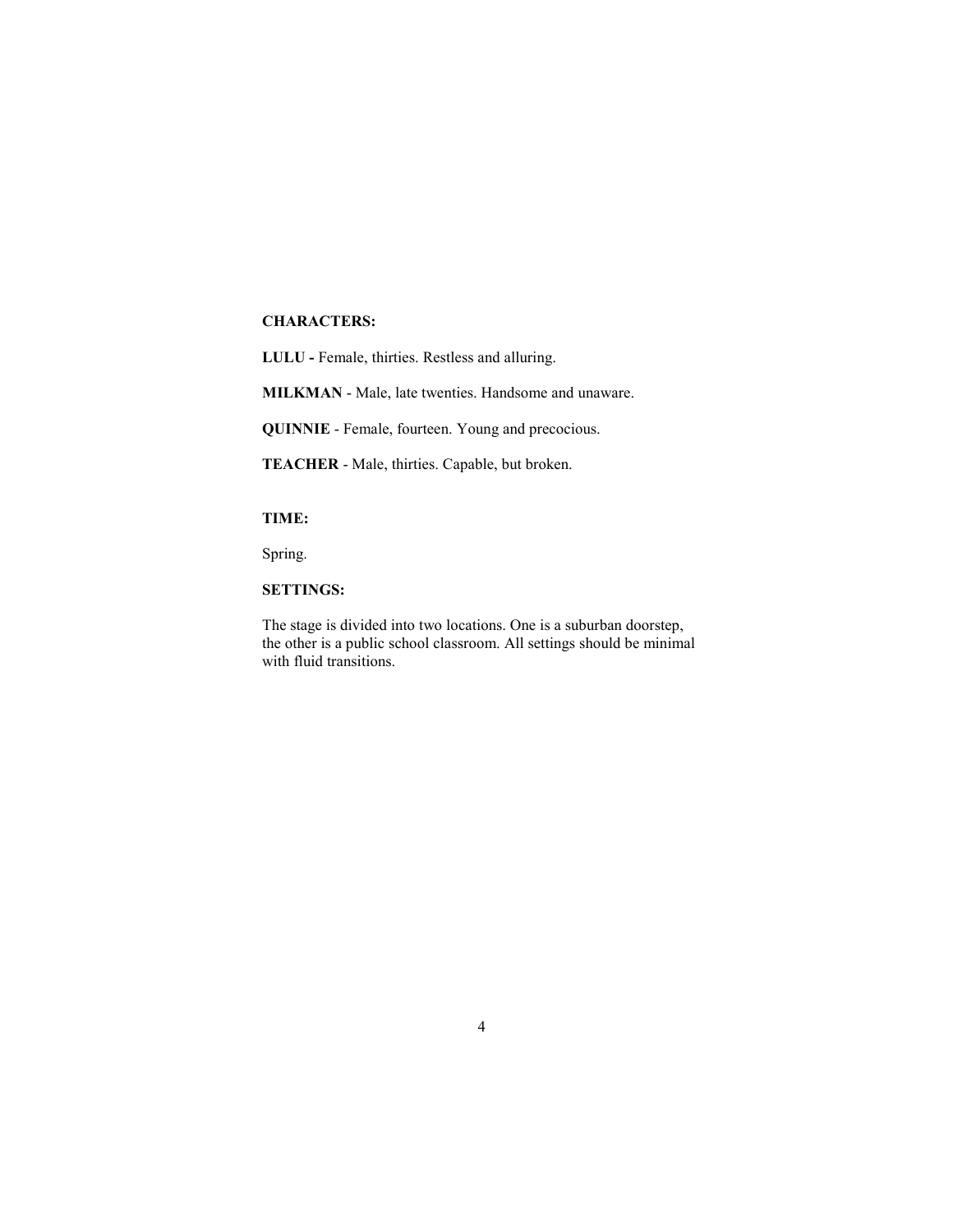**CHARACTERS:**

**LULU -** Female, thirties. Restless and alluring.

**MILKMAN** - Male, late twenties. Handsome and unaware.

**QUINNIE** - Female, fourteen. Young and precocious.

**TEACHER** - Male, thirties. Capable, but broken.

**TIME:**

Spring.

**SETTINGS:**

The stage is divided into two locations. One is a suburban doorstep, the other is a public school classroom. All settings should be minimal with fluid transitions.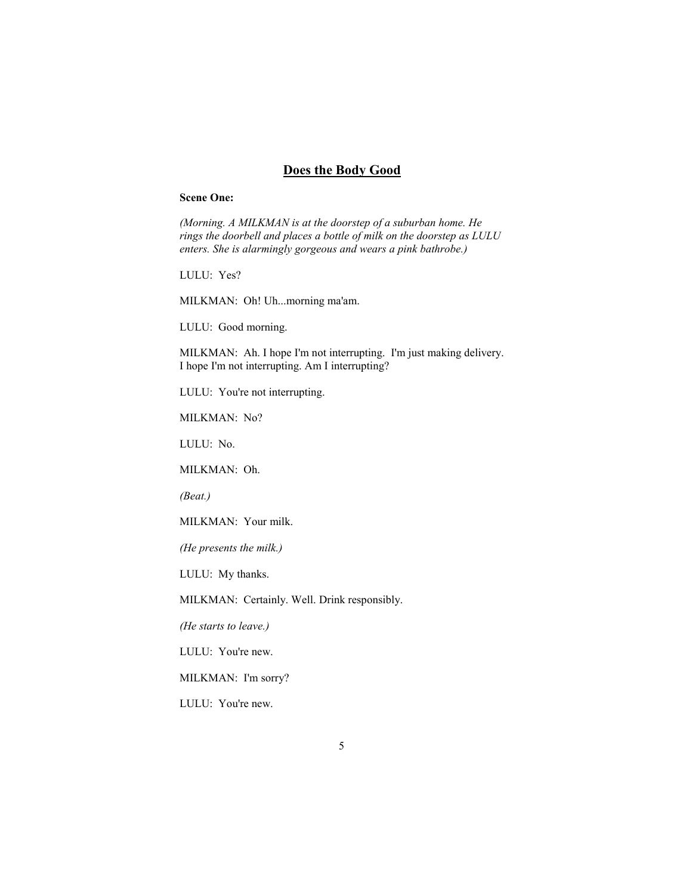# Does the Body Good

**Scene One:**

*(Morning. A MILKMAN is at the doorstep of a suburban home. He rings the doorbell and places a bottle of milk on the doorstep as LULU enters. She is alarmingly gorgeous and wears a pink bathrobe.)*

LULU: Yes?

MILKMAN: Oh! Uh...morning ma'am.

LULU: Good morning.

MILKMAN: Ah. I hope I'm not interrupting. I'm just making delivery. I hope I'm not interrupting. Am I interrupting?

LULU: You're not interrupting.

MILKMAN: No?

LULU: No.

MILKMAN: Oh.

*(Beat.)*

MILKMAN: Your milk.

*(He presents the milk.)*

LULU: My thanks.

MILKMAN: Certainly. Well. Drink responsibly.

*(He starts to leave.)*

LULU: You're new.

MILKMAN: I'm sorry?

LULU: You're new.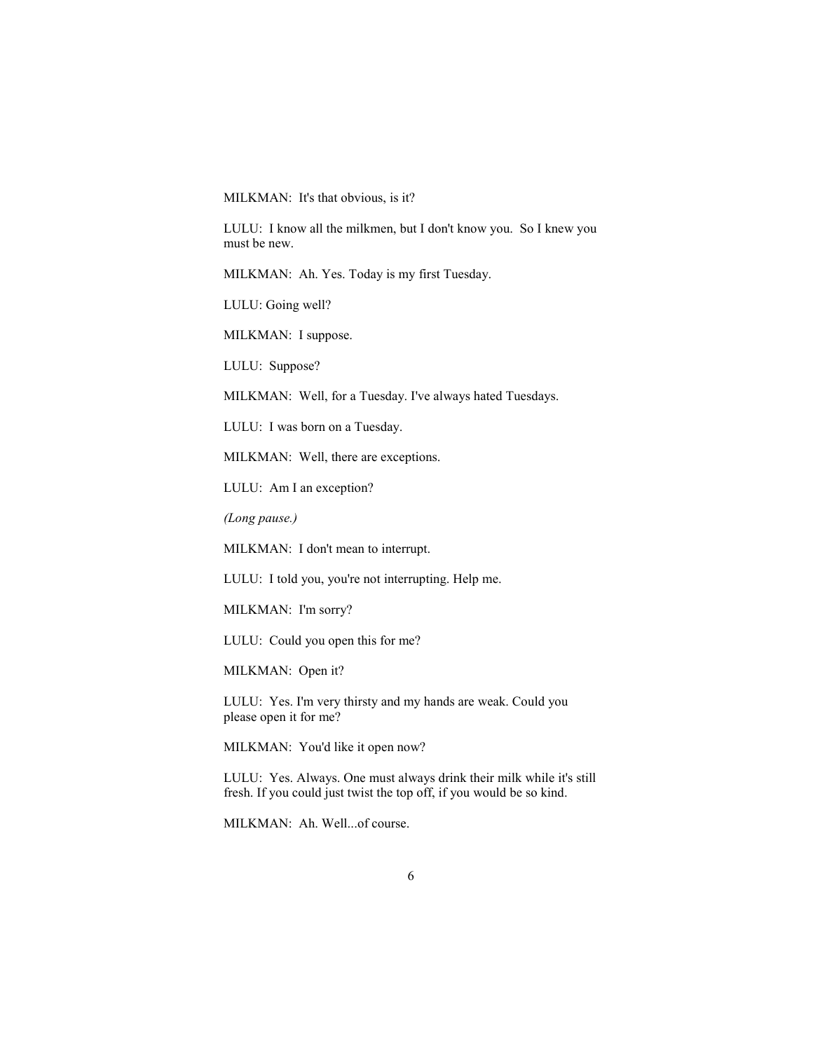MILKMAN: It's that obvious, is it?

LULU: I know all the milkmen, but I don't know you. So I knew you must be new.

MILKMAN: Ah. Yes. Today is my first Tuesday.

LULU: Going well?

MILKMAN: I suppose.

LULU: Suppose?

MILKMAN: Well, for a Tuesday. I've always hated Tuesdays.

LULU: I was born on a Tuesday.

MILKMAN: Well, there are exceptions.

LULU: Am I an exception?

*(Long pause.)*

MILKMAN: I don't mean to interrupt.

LULU: I told you, you're not interrupting. Help me.

MILKMAN: I'm sorry?

LULU: Could you open this for me?

MILKMAN: Open it?

LULU: Yes. I'm very thirsty and my hands are weak. Could you please open it for me?

MILKMAN: You'd like it open now?

LULU: Yes. Always. One must always drink their milk while it's still fresh. If you could just twist the top off, if you would be so kind.

MILKMAN: Ah. Well...of course.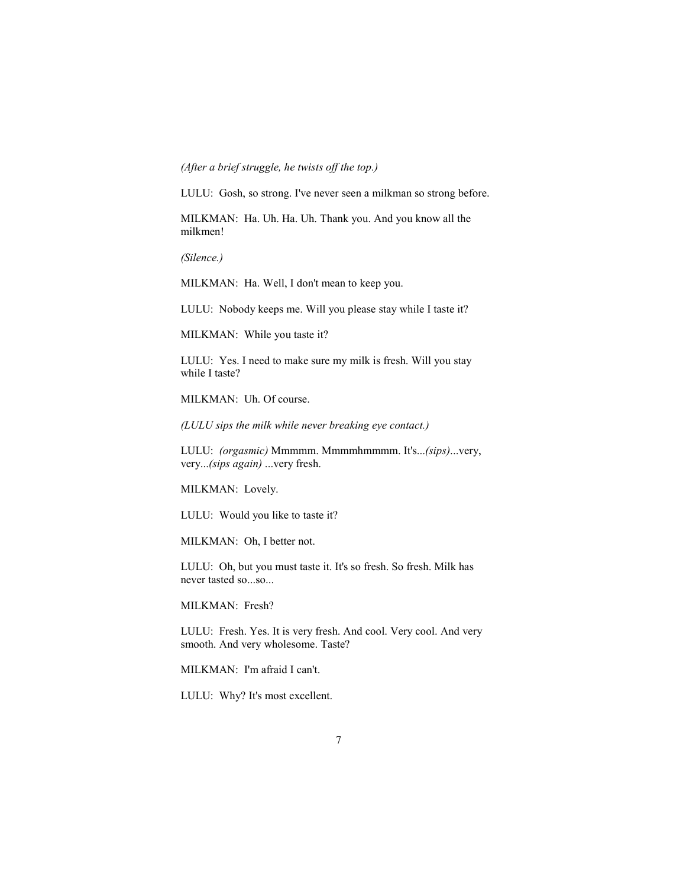*(After a brief struggle, he twists off the top.)*

LULU: Gosh, so strong. I've never seen a milkman so strong before.

MILKMAN: Ha. Uh. Ha. Uh. Thank you. And you know all the milkmen!

*(Silence.)*

MILKMAN: Ha. Well, I don't mean to keep you.

LULU: Nobody keeps me. Will you please stay while I taste it?

MILKMAN: While you taste it?

LULU: Yes. I need to make sure my milk is fresh. Will you stay while I taste?

MILKMAN: Uh. Of course.

*(LULU sips the milk while never breaking eye contact.)*

LULU: *(orgasmic)* Mmmmm. Mmmmhmmmm. It's...*(sips)*...very, very...*(sips again)* ...very fresh.

MILKMAN: Lovely.

LULU: Would you like to taste it?

MILKMAN: Oh, I better not.

LULU: Oh, but you must taste it. It's so fresh. So fresh. Milk has never tasted so...so...

MILKMAN: Fresh?

LULU: Fresh. Yes. It is very fresh. And cool. Very cool. And very smooth. And very wholesome. Taste?

MILKMAN: I'm afraid I can't.

LULU: Why? It's most excellent.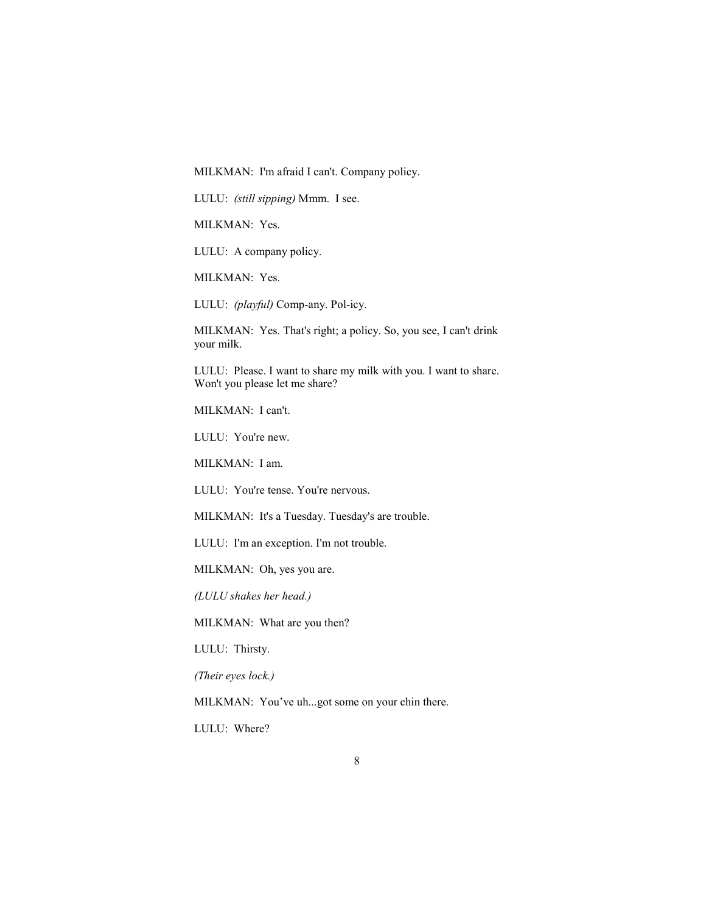MILKMAN: I'm afraid I can't. Company policy.

LULU: *(still sipping)* Mmm. I see.

MILKMAN: Yes.

LULU: A company policy.

MILKMAN: Yes.

LULU: *(playful)* Comp-any. Pol-icy.

MILKMAN: Yes. That's right; a policy. So, you see, I can't drink your milk.

LULU: Please. I want to share my milk with you. I want to share. Won't you please let me share?

MILKMAN: I can't.

LULU: You're new.

MILKMAN: I am.

LULU: You're tense. You're nervous.

MILKMAN: It's a Tuesday. Tuesday's are trouble.

LULU: I'm an exception. I'm not trouble.

MILKMAN: Oh, yes you are.

*(LULU shakes her head.)*

MILKMAN: What are you then?

LULU: Thirsty.

*(Their eyes lock.)*

MILKMAN: You've uh...got some on your chin there.

LULU: Where?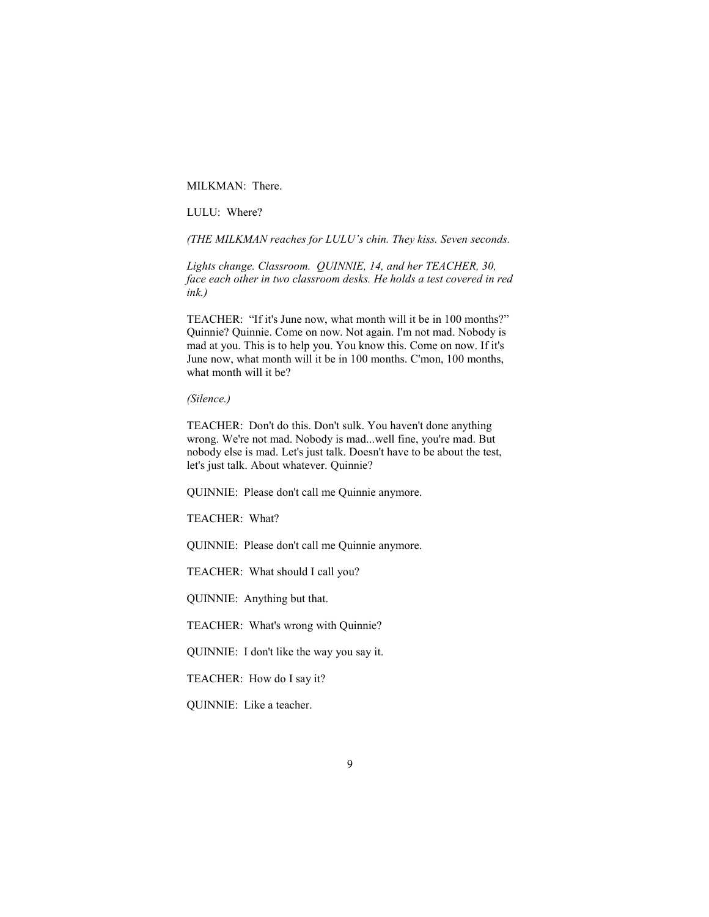MILKMAN: There.

LULU: Where?

*(THE MILKMAN reaches for LULU's chin. They kiss. Seven seconds.*

*Lights change. Classroom. QUINNIE, 14, and her TEACHER, 30, face each other in two classroom desks. He holds a test covered in red ink.)*

TEACHER: "If it's June now, what month will it be in 100 months?" Quinnie? Quinnie. Come on now. Not again. I'm not mad. Nobody is mad at you. This is to help you. You know this. Come on now. If it's June now, what month will it be in 100 months. C'mon, 100 months, what month will it be?

*(Silence.)*

TEACHER: Don't do this. Don't sulk. You haven't done anything wrong. We're not mad. Nobody is mad...well fine, you're mad. But nobody else is mad. Let's just talk. Doesn't have to be about the test, let's just talk. About whatever. Quinnie?

QUINNIE: Please don't call me Quinnie anymore.

TEACHER: What?

QUINNIE: Please don't call me Quinnie anymore.

TEACHER: What should I call you?

QUINNIE: Anything but that.

TEACHER: What's wrong with Quinnie?

QUINNIE: I don't like the way you say it.

TEACHER: How do I say it?

QUINNIE: Like a teacher.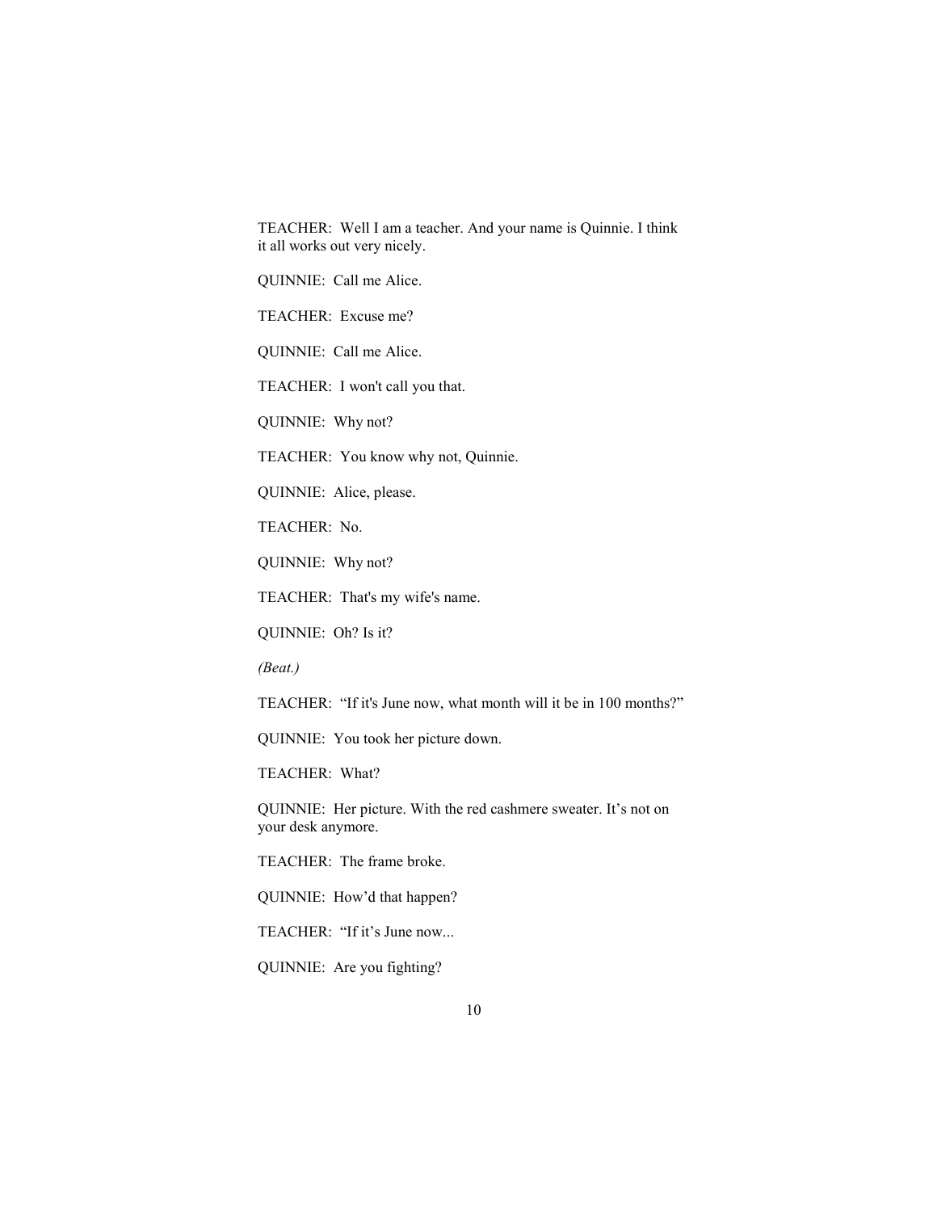TEACHER: Well I am a teacher. And your name is Quinnie. I think it all works out very nicely.

QUINNIE: Call me Alice.

TEACHER: Excuse me?

QUINNIE: Call me Alice.

TEACHER: I won't call you that.

QUINNIE: Why not?

TEACHER: You know why not, Quinnie.

QUINNIE: Alice, please.

TEACHER: No.

QUINNIE: Why not?

TEACHER: That's my wife's name.

QUINNIE: Oh? Is it?

*(Beat.)*

TEACHER: "If it's June now, what month will it be in 100 months?"

QUINNIE: You took her picture down.

TEACHER: What?

QUINNIE: Her picture. With the red cashmere sweater. It's not on your desk anymore.

TEACHER: The frame broke.

QUINNIE: How'd that happen?

TEACHER: "If it's June now...

QUINNIE: Are you fighting?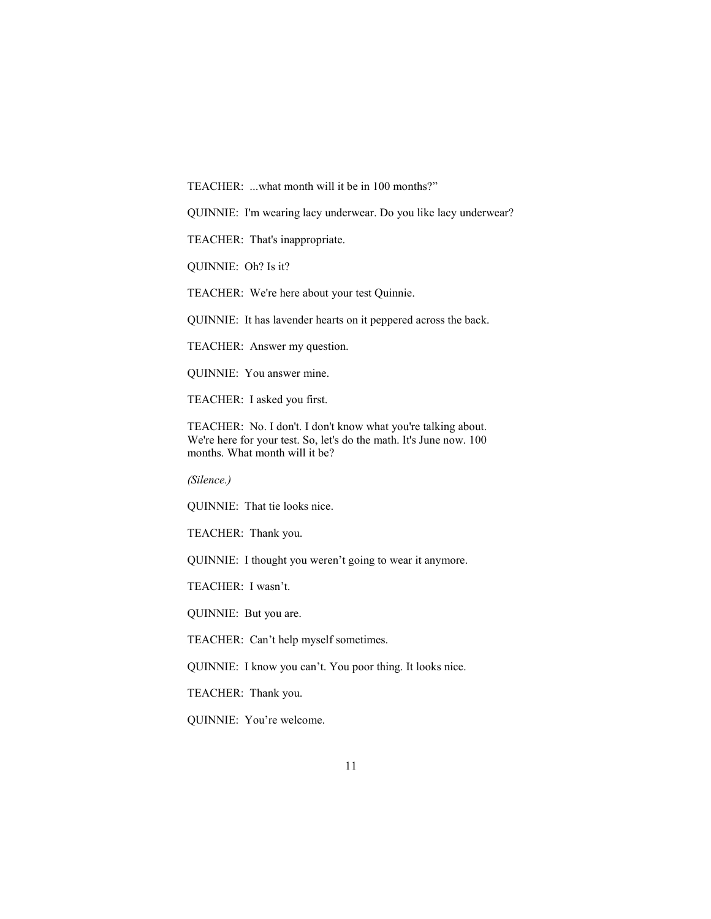TEACHER: ...what month will it be in 100 months?"

QUINNIE: I'm wearing lacy underwear. Do you like lacy underwear?

TEACHER: That's inappropriate.

QUINNIE: Oh? Is it?

TEACHER: We're here about your test Quinnie.

QUINNIE: It has lavender hearts on it peppered across the back.

TEACHER: Answer my question.

QUINNIE: You answer mine.

TEACHER: I asked you first.

TEACHER: No. I don't. I don't know what you're talking about. We're here for your test. So, let's do the math. It's June now. 100 months. What month will it be?

*(Silence.)*

QUINNIE: That tie looks nice.

TEACHER: Thank you.

QUINNIE: I thought you weren't going to wear it anymore.

TEACHER: I wasn't.

QUINNIE: But you are.

TEACHER: Can't help myself sometimes.

QUINNIE: I know you can't. You poor thing. It looks nice.

TEACHER: Thank you.

QUINNIE: You're welcome.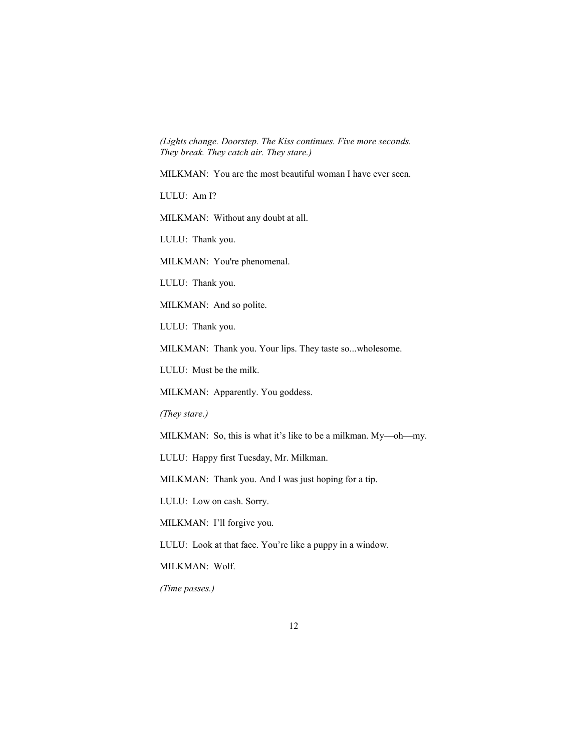*(Lights change. Doorstep. The Kiss continues. Five more seconds. They break. They catch air. They stare.)*

MILKMAN: You are the most beautiful woman I have ever seen.

LULU: Am I?

MILKMAN: Without any doubt at all.

LULU: Thank you.

MILKMAN: You're phenomenal.

LULU: Thank you.

MILKMAN: And so polite.

LULU: Thank you.

MILKMAN: Thank you. Your lips. They taste so...wholesome.

LULU: Must be the milk.

MILKMAN: Apparently. You goddess.

*(They stare.)*

MILKMAN: So, this is what it's like to be a milkman. My—oh—my.

LULU: Happy first Tuesday, Mr. Milkman.

MILKMAN: Thank you. And I was just hoping for a tip.

LULU: Low on cash. Sorry.

MILKMAN: I'll forgive you.

LULU: Look at that face. You're like a puppy in a window.

MILKMAN: Wolf.

*(Time passes.)*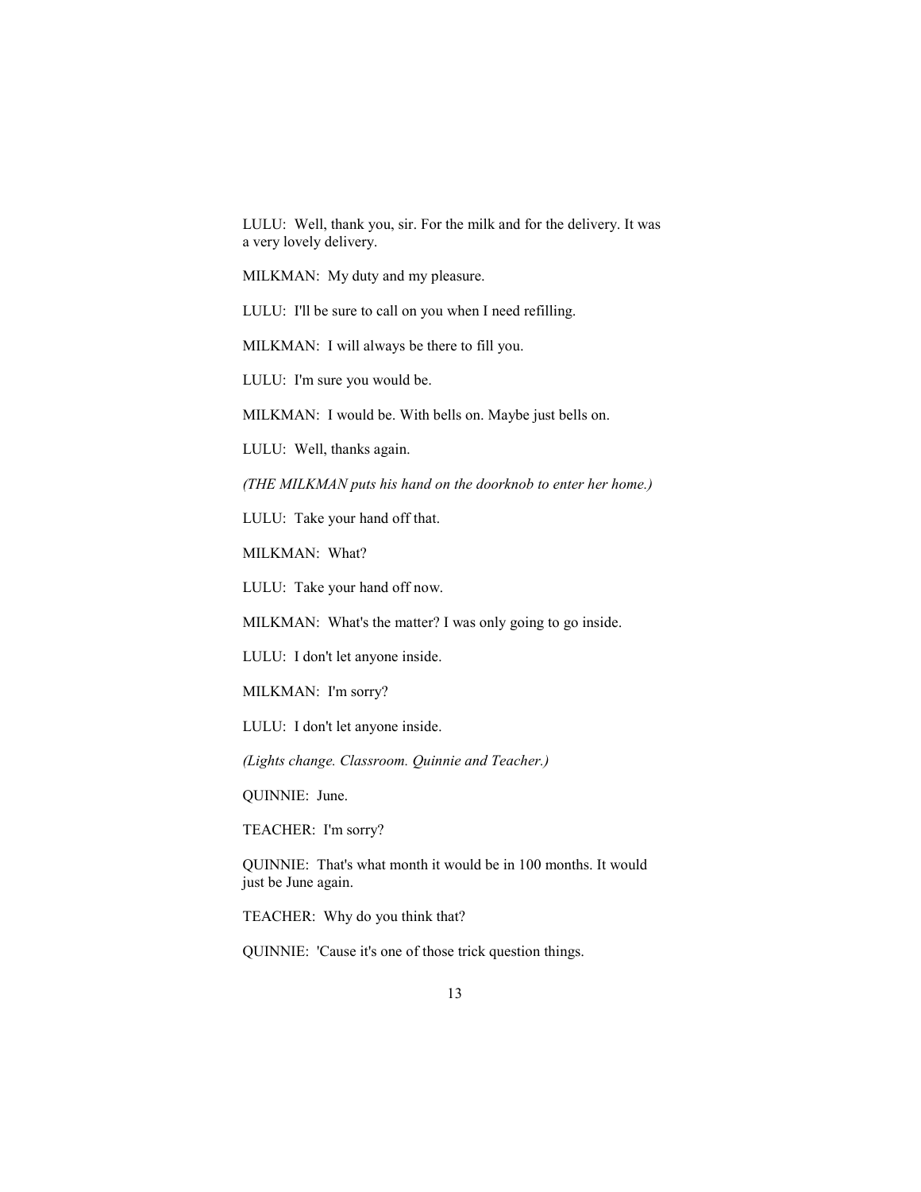LULU: Well, thank you, sir. For the milk and for the delivery. It was a very lovely delivery.

MILKMAN: My duty and my pleasure.

LULU: I'll be sure to call on you when I need refilling.

MILKMAN: I will always be there to fill you.

LULU: I'm sure you would be.

MILKMAN: I would be. With bells on. Maybe just bells on.

LULU: Well, thanks again.

*(THE MILKMAN puts his hand on the doorknob to enter her home.)*

LULU: Take your hand off that.

MILKMAN: What?

LULU: Take your hand off now.

MILKMAN: What's the matter? I was only going to go inside.

LULU: I don't let anyone inside.

MILKMAN: I'm sorry?

LULU: I don't let anyone inside.

*(Lights change. Classroom. Quinnie and Teacher.)*

QUINNIE: June.

TEACHER: I'm sorry?

QUINNIE: That's what month it would be in 100 months. It would just be June again.

TEACHER: Why do you think that?

QUINNIE: 'Cause it's one of those trick question things.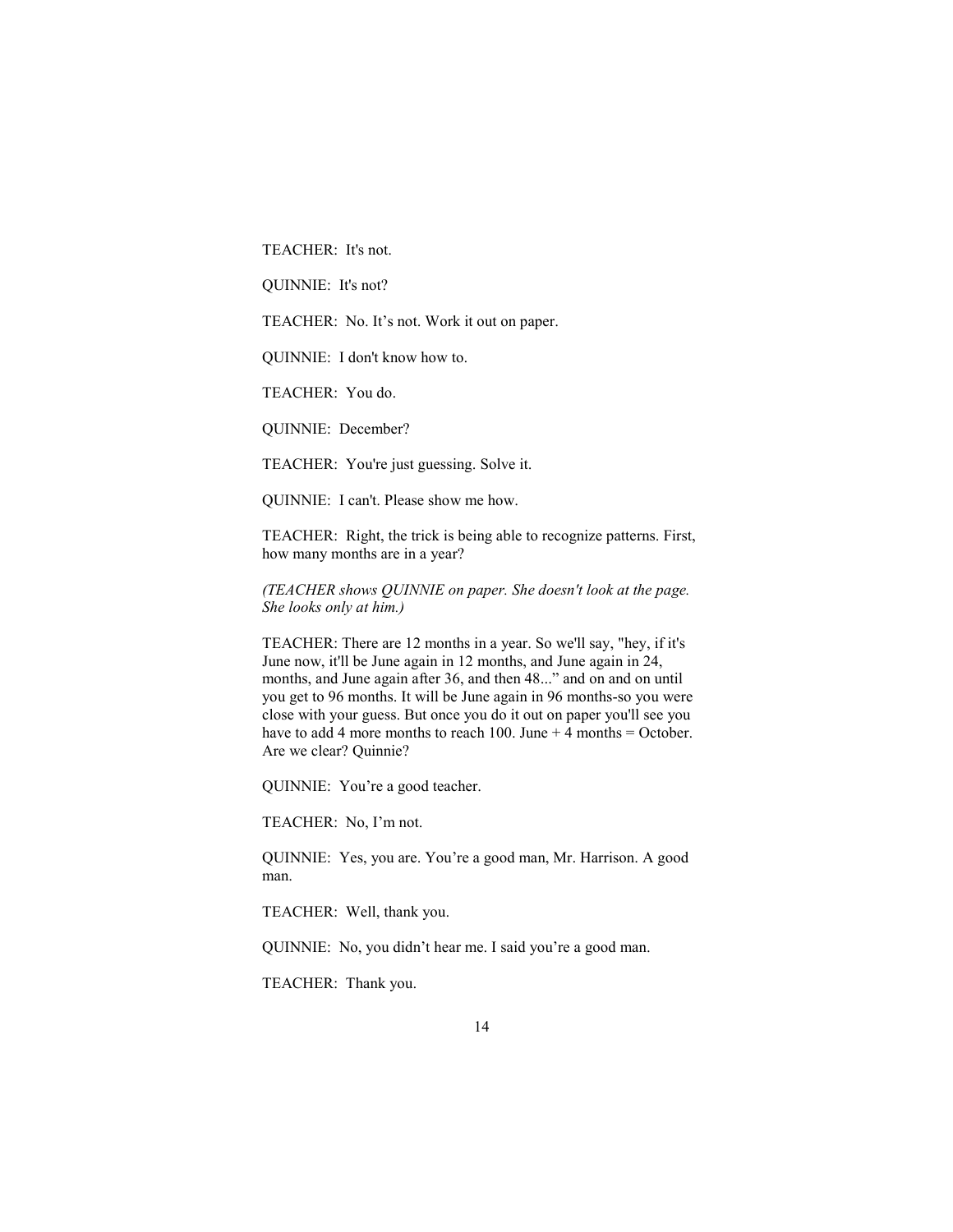TEACHER: It's not.

QUINNIE: It's not?

TEACHER: No. It’s not. Work it out on paper.

QUINNIE: I don't know how to.

TEACHER: You do.

QUINNIE: December?

TEACHER: You're just guessing. Solve it.

QUINNIE: I can't. Please show me how.

TEACHER: Right, the trick is being able to recognize patterns. First, how many months are in a year?

*(TEACHER shows QUINNIE on paper. She doesn't look at the page. She looks only at him.)*

TEACHER: There are 12 months in a year. So we'll say, "hey, if it's June now, it'll be June again in 12 months, and June again in 24, months, and June again after 36, and then 48...” and on and on until you get to 96 months. It will be June again in 96 months-so you were close with your guess. But once you do it out on paper you'll see you have to add 4 more months to reach 100. June + 4 months = October. Are we clear? Quinnie?

QUINNIE: You’re a good teacher.

TEACHER: No, I’m not.

QUINNIE: Yes, you are. You’re a good man, Mr. Harrison. A good man.

TEACHER: Well, thank you.

QUINNIE: No, you didn’t hear me. I said you’re a good man.

TEACHER: Thank you.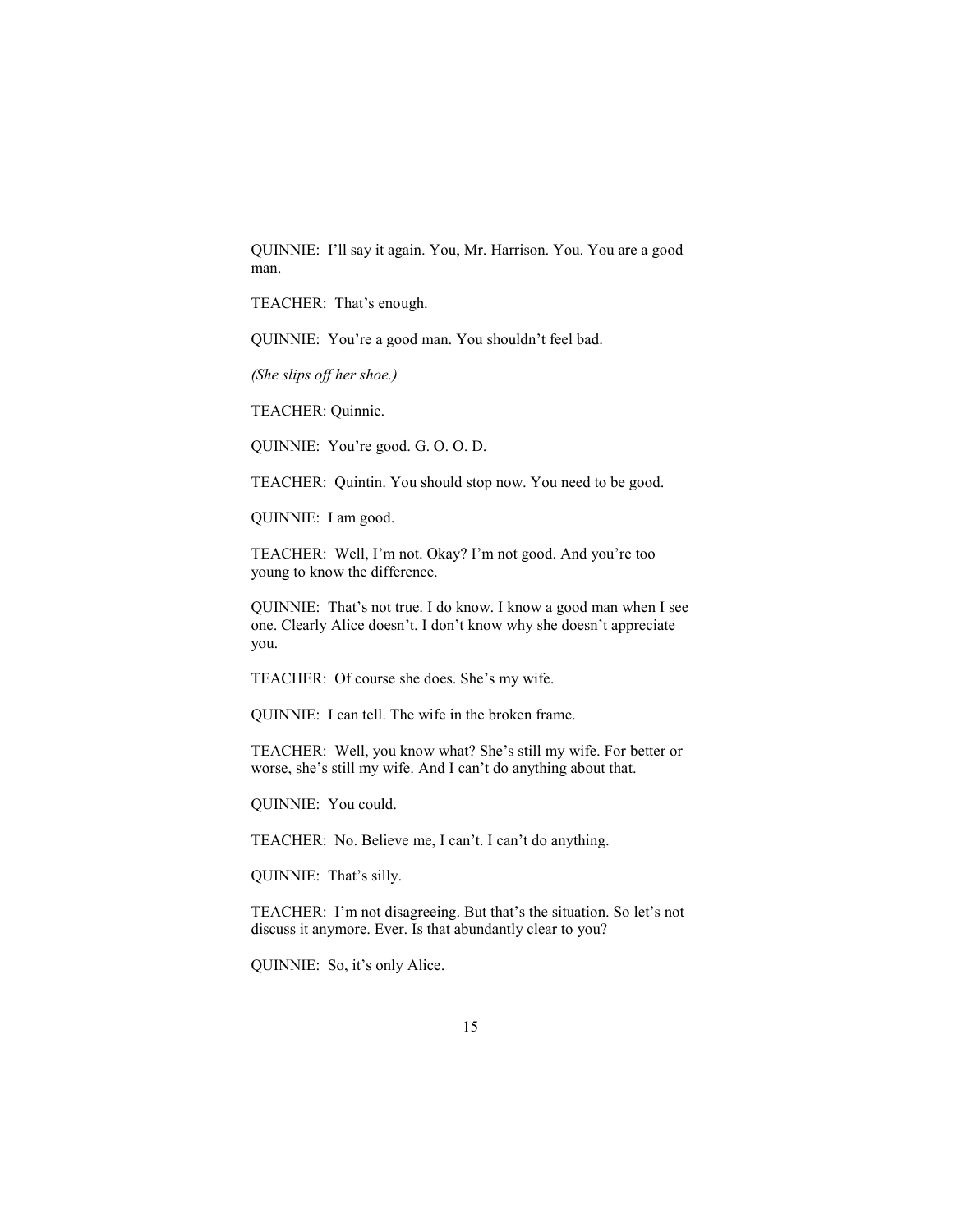QUINNIE: I'll say it again. You, Mr. Harrison. You. You are a good man.

TEACHER: That's enough.

QUINNIE: You're a good man. You shouldn't feel bad.

*(She slips off her shoe.)*

TEACHER: Quinnie.

QUINNIE: You're good. G. O. O. D.

TEACHER: Quintin. You should stop now. You need to be good.

QUINNIE: I am good.

TEACHER: Well, I'm not. Okay? I'm not good. And you're too young to know the difference.

QUINNIE: That's not true. I do know. I know a good man when I see one. Clearly Alice doesn't. I don't know why she doesn't appreciate you.

TEACHER: Of course she does. She's my wife.

QUINNIE: I can tell. The wife in the broken frame.

TEACHER: Well, you know what? She's still my wife. For better or worse, she's still my wife. And I can't do anything about that.

QUINNIE: You could.

TEACHER: No. Believe me, I can't. I can't do anything.

QUINNIE: That's silly.

TEACHER: I'm not disagreeing. But that's the situation. So let's not discuss it anymore. Ever. Is that abundantly clear to you?

QUINNIE: So, it's only Alice.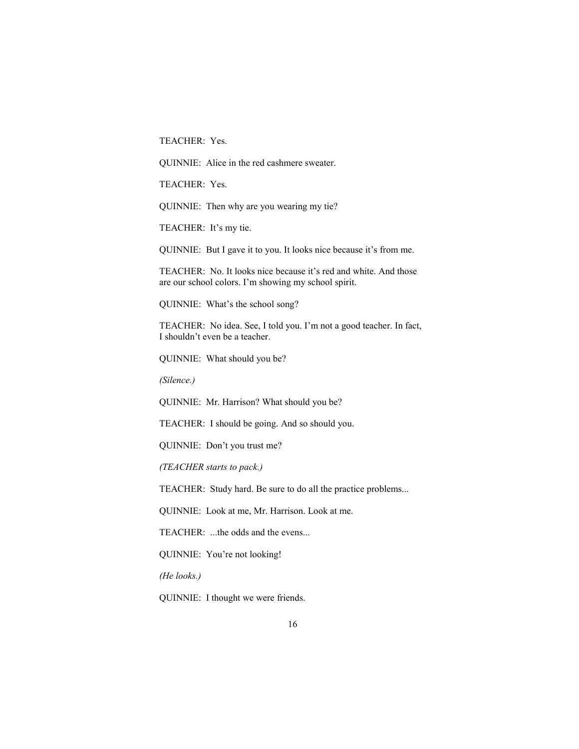TEACHER: Yes.

QUINNIE: Alice in the red cashmere sweater.

TEACHER: Yes.

QUINNIE: Then why are you wearing my tie?

TEACHER: It's my tie.

QUINNIE: But I gave it to you. It looks nice because it's from me.

TEACHER: No. It looks nice because it's red and white. And those are our school colors. I'm showing my school spirit.

QUINNIE: What's the school song?

TEACHER: No idea. See, I told you. I'm not a good teacher. In fact, I shouldn't even be a teacher.

QUINNIE: What should you be?

*(Silence.)*

QUINNIE: Mr. Harrison? What should you be?

TEACHER: I should be going. And so should you.

QUINNIE: Don't you trust me?

*(TEACHER starts to pack.)*

TEACHER: Study hard. Be sure to do all the practice problems...

QUINNIE: Look at me, Mr. Harrison. Look at me.

TEACHER: ...the odds and the evens...

QUINNIE: You're not looking!

*(He looks.)*

QUINNIE: I thought we were friends.